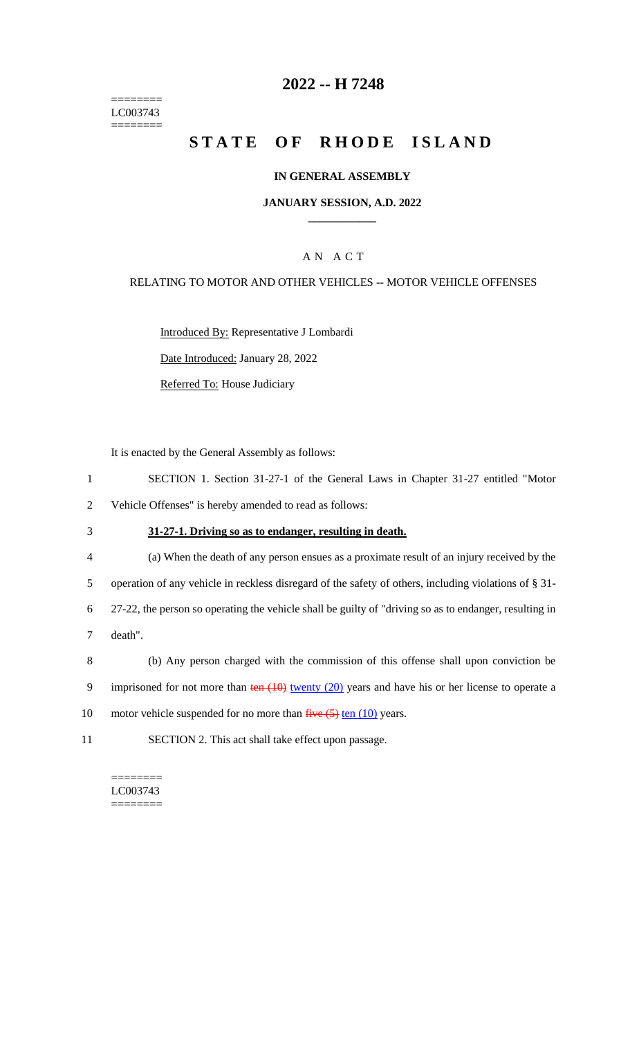========
LC003743
========

# 2022 -- H 7248

# STATE OF RHODE ISLAND

## IN GENERAL ASSEMBLY

### JANUARY SESSION, A.D. 2022

---

A N A C T

RELATING TO MOTOR AND OTHER VEHICLES -- MOTOR VEHICLE OFFENSES

Introduced By: Representative J Lombardi

Date Introduced: January 28, 2022

Referred To: House Judiciary

It is enacted by the General Assembly as follows:

1 SECTION 1. Section 31-27-1 of the General Laws in Chapter 31-27 entitled "Motor
2 Vehicle Offenses" is hereby amended to read as follows:

3 **31-27-1. Driving so as to endanger, resulting in death.**

4 (a) When the death of any person ensues as a proximate result of an injury received by the
5 operation of any vehicle in reckless disregard of the safety of others, including violations of § 31-
6 27-22, the person so operating the vehicle shall be guilty of "driving so as to endanger, resulting in
7 death".

8 (b) Any person charged with the commission of this offense shall upon conviction be
9 imprisoned for not more than ~~ten (10)~~ twenty (20) years and have his or her license to operate a
10 motor vehicle suspended for no more than ~~five (5)~~ ten (10) years.

11 SECTION 2. This act shall take effect upon passage.

========
LC003743
========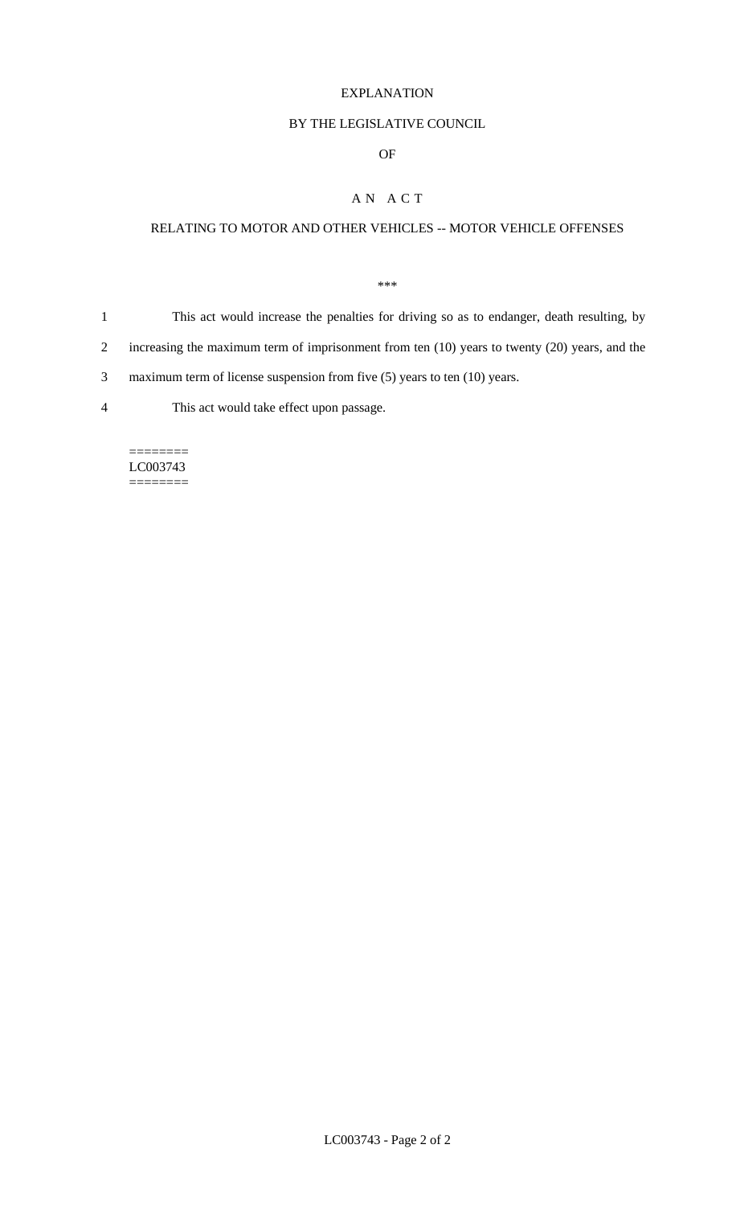EXPLANATION

BY THE LEGISLATIVE COUNCIL

OF

A N A C T

RELATING TO MOTOR AND OTHER VEHICLES -- MOTOR VEHICLE OFFENSES

\*\*\*

1. This act would increase the penalties for driving so as to endanger, death resulting, by
2. increasing the maximum term of imprisonment from ten (10) years to twenty (20) years, and the
3. maximum term of license suspension from five (5) years to ten (10) years.
4. This act would take effect upon passage.

========
LC003743
========